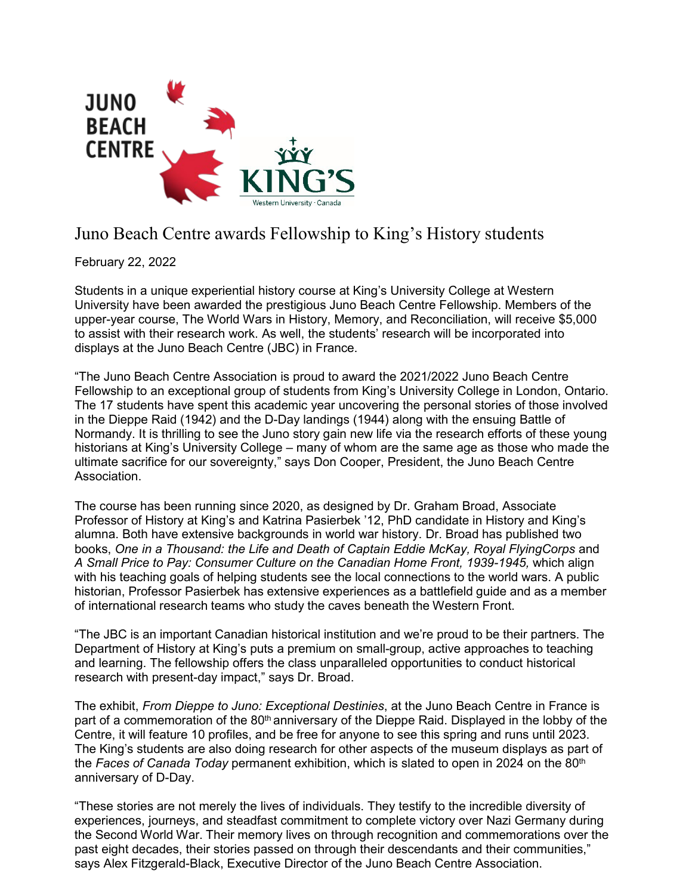# Juno Beach Centre awards Fellowship to King's History students

February 22, 2022

Students in a unique experiential history course at King's University College at Western University have been awarded the prestigious Juno Beach Centre Fellowship. Members of the upper-year course, The World Wars in History, Memory, and Reconciliation, will receive $5,000 to assist with their research work. As well, the students' research will be incorporated into displays at the Juno Beach Centre (JBC) in France.

"The Juno Beach Centre Association is proud to award the 2021/2022 Juno Beach Centre Fellowship to an exceptional group of students from King's University College in London, Ontario. The 17 students have spent this academic year uncovering the personal stories of those involved in the Dieppe Raid (1942) and the D-Day landings (1944) along with the ensuing Battle of Normandy. It is thrilling to see the Juno story gain new life via the research efforts of these young historians at King's University College – many of whom are the same age as those who made the ultimate sacrifice for our sovereignty," says Don Cooper, President, the Juno Beach Centre Association.

The course has been running since 2020, as designed by Dr. Graham Broad, Associate Professor of History at King's and Katrina Pasierbek '12, PhD candidate in History and King's alumna. Both have extensive backgrounds in world war history. Dr. Broad has published two books, *One in a Thousand: the Life and Death of Captain Eddie McKay, Royal FlyingCorps* and *A Small Price to Pay: Consumer Culture on the Canadian Home Front, 1939-1945,* which align with his teaching goals of helping students see the local connections to the world wars. A public historian, Professor Pasierbek has extensive experiences as a battlefield guide and as a member of international research teams who study the caves beneath the Western Front.

"The JBC is an important Canadian historical institution and we're proud to be their partners. The Department of History at King's puts a premium on small-group, active approaches to teaching and learning. The fellowship offers the class unparalleled opportunities to conduct historical research with present-day impact," says Dr. Broad.

The exhibit, *From Dieppe to Juno: Exceptional Destinies*, at the Juno Beach Centre in France is part of a commemoration of the 80th anniversary of the Dieppe Raid. Displayed in the lobby of the Centre, it will feature 10 profiles, and be free for anyone to see this spring and runs until 2023. The King's students are also doing research for other aspects of the museum displays as part of the *Faces of Canada Today* permanent exhibition, which is slated to open in 2024 on the 80th anniversary of D-Day.

"These stories are not merely the lives of individuals. They testify to the incredible diversity of experiences, journeys, and steadfast commitment to complete victory over Nazi Germany during the Second World War. Their memory lives on through recognition and commemorations over the past eight decades, their stories passed on through their descendants and their communities," says Alex Fitzgerald-Black, Executive Director of the Juno Beach Centre Association.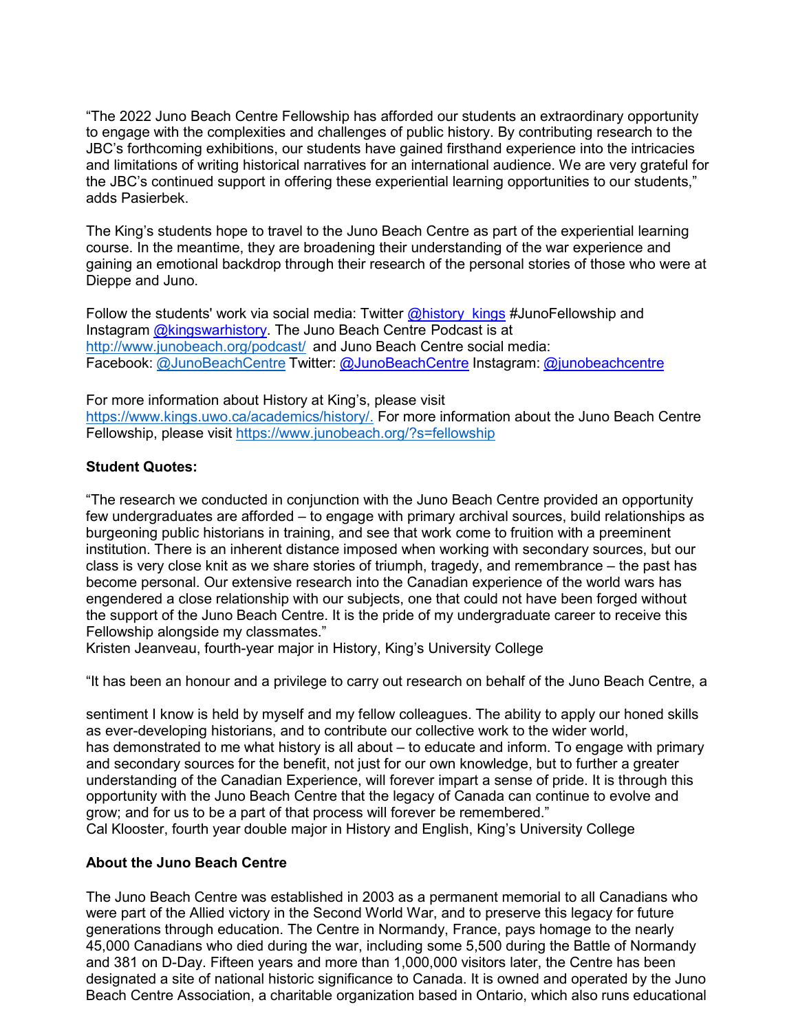"The 2022 Juno Beach Centre Fellowship has afforded our students an extraordinary opportunity to engage with the complexities and challenges of public history. By contributing research to the JBC's forthcoming exhibitions, our students have gained firsthand experience into the intricacies and limitations of writing historical narratives for an international audience. We are very grateful for the JBC's continued support in offering these experiential learning opportunities to our students," adds Pasierbek.

The King's students hope to travel to the Juno Beach Centre as part of the experiential learning course. In the meantime, they are broadening their understanding of the war experience and gaining an emotional backdrop through their research of the personal stories of those who were at Dieppe and Juno.

Follow the students' work via social media: Twitter [@history_kings](https://twitter.com/history_kings) #JunoFellowship and Instagram [@kingswarhistory](https://instagram.com/kingswarhistory). The Juno Beach Centre Podcast is at [http://www.junobeach.org/podcast/](http://www.junobeach.org/podcast/) and Juno Beach Centre social media: Facebook: @JunoBeachCentre Twitter: @JunoBeachCentre Instagram: @junobeachcentre

For more information about History at King's, please visit [https://www.kings.uwo.ca/academics/history/.](https://www.kings.uwo.ca/academics/history/) For more information about the Juno Beach Centre Fellowship, please visit [https://www.junobeach.org/?s=fellowship](https://www.junobeach.org/?s=fellowship)

**Student Quotes:**

"The research we conducted in conjunction with the Juno Beach Centre provided an opportunity few undergraduates are afforded – to engage with primary archival sources, build relationships as burgeoning public historians in training, and see that work come to fruition with a preeminent institution. There is an inherent distance imposed when working with secondary sources, but our class is very close knit as we share stories of triumph, tragedy, and remembrance – the past has become personal. Our extensive research into the Canadian experience of the world wars has engendered a close relationship with our subjects, one that could not have been forged without the support of the Juno Beach Centre. It is the pride of my undergraduate career to receive this Fellowship alongside my classmates."
Kristen Jeanveau, fourth-year major in History, King's University College

"It has been an honour and a privilege to carry out research on behalf of the Juno Beach Centre, a sentiment I know is held by myself and my fellow colleagues. The ability to apply our honed skills as ever-developing historians, and to contribute our collective work to the wider world, has demonstrated to me what history is all about – to educate and inform. To engage with primary and secondary sources for the benefit, not just for our own knowledge, but to further a greater understanding of the Canadian Experience, will forever impart a sense of pride. It is through this opportunity with the Juno Beach Centre that the legacy of Canada can continue to evolve and grow; and for us to be a part of that process will forever be remembered."
Cal Klooster, fourth year double major in History and English, King's University College

**About the Juno Beach Centre**

The Juno Beach Centre was established in 2003 as a permanent memorial to all Canadians who were part of the Allied victory in the Second World War, and to preserve this legacy for future generations through education. The Centre in Normandy, France, pays homage to the nearly 45,000 Canadians who died during the war, including some 5,500 during the Battle of Normandy and 381 on D-Day. Fifteen years and more than 1,000,000 visitors later, the Centre has been designated a site of national historic significance to Canada. It is owned and operated by the Juno Beach Centre Association, a charitable organization based in Ontario, which also runs educational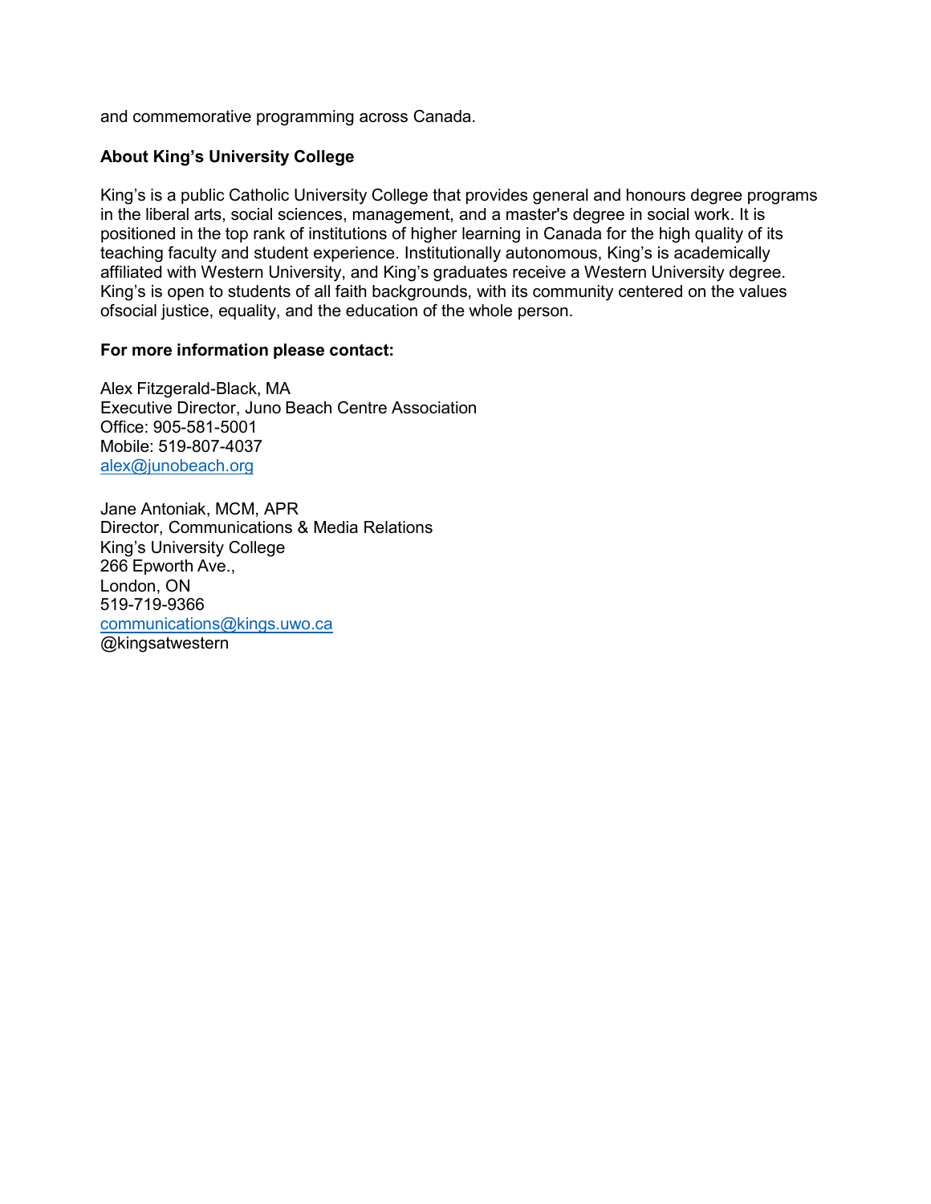and commemorative programming across Canada.

**About King's University College**

King's is a public Catholic University College that provides general and honours degree programs in the liberal arts, social sciences, management, and a master's degree in social work. It is positioned in the top rank of institutions of higher learning in Canada for the high quality of its teaching faculty and student experience. Institutionally autonomous, King's is academically affiliated with Western University, and King's graduates receive a Western University degree. King's is open to students of all faith backgrounds, with its community centered on the values ofsocial justice, equality, and the education of the whole person.

**For more information please contact:**

Alex Fitzgerald-Black, MA
Executive Director, Juno Beach Centre Association
Office: 905-581-5001
Mobile: 519-807-4037
alex@junobeach.org

Jane Antoniak, MCM, APR
Director, Communications & Media Relations
King's University College
266 Epworth Ave.,
London, ON
519-719-9366
communications@kings.uwo.ca
@kingsatwestern